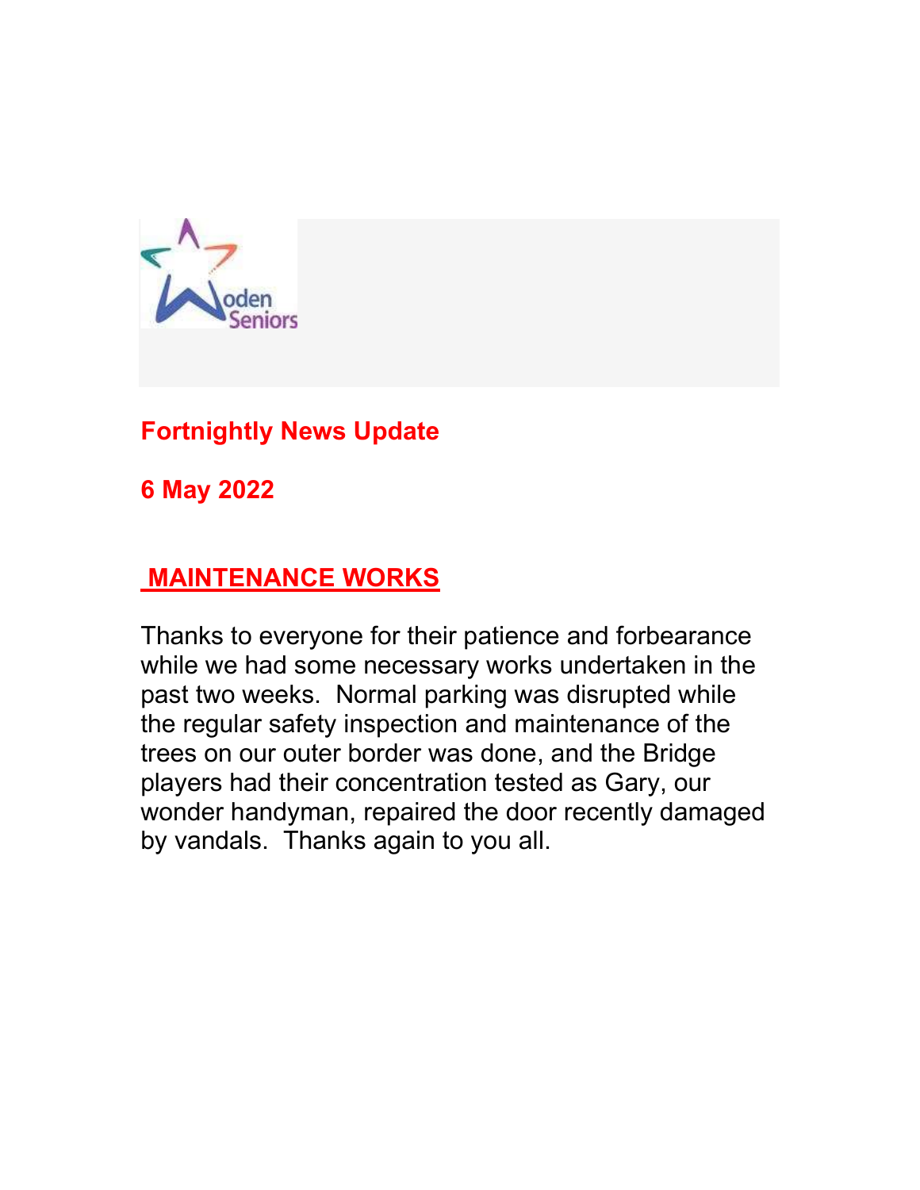**Fortnightly News Update**

**6 May 2022**

## MAINTENANCE WORKS

Thanks to everyone for their patience and forbearance while we had some necessary works undertaken in the past two weeks. Normal parking was disrupted while the regular safety inspection and maintenance of the trees on our outer border was done, and the Bridge players had their concentration tested as Gary, our wonder handyman, repaired the door recently damaged by vandals. Thanks again to you all.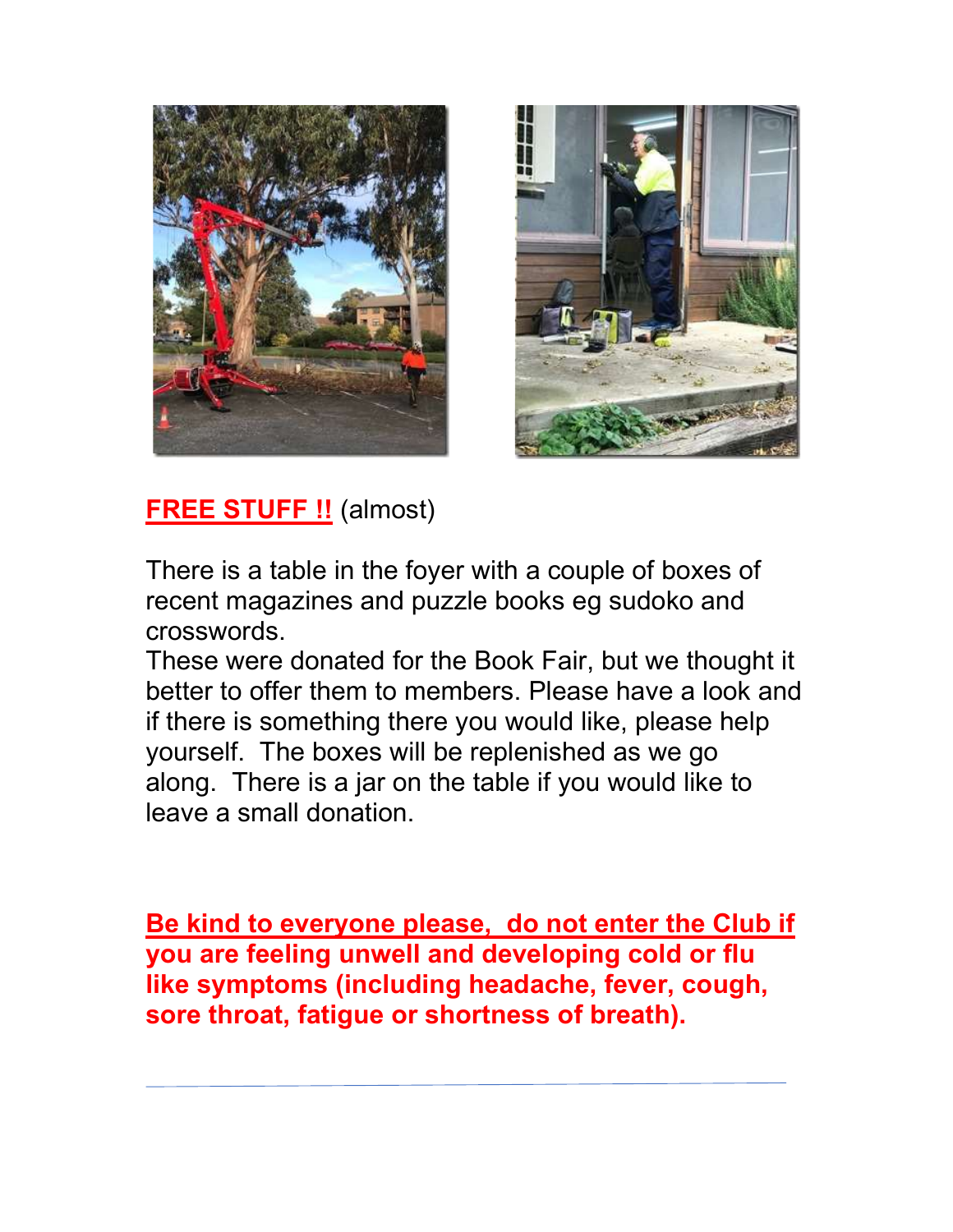**FREE STUFF !!** (almost)

There is a table in the foyer with a couple of boxes of recent magazines and puzzle books eg sudoko and crosswords.
These were donated for the Book Fair, but we thought it better to offer them to members. Please have a look and if there is something there you would like, please help yourself. The boxes will be replenished as we go along. There is a jar on the table if you would like to leave a small donation.

**Be kind to everyone please, do not enter the Club if you are feeling unwell and developing cold or flu like symptoms (including headache, fever, cough, sore throat, fatigue or shortness of breath).**

---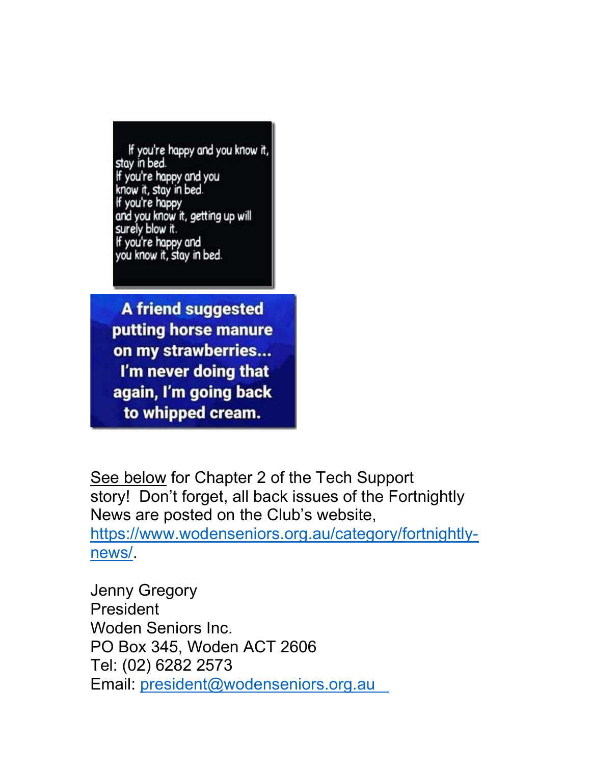If you're happy and you know it, stay in bed.
If you're happy and you know it, stay in bed.
If you're happy and you know it, getting up will surely blow it.
If you're happy and you know it, stay in bed.

**A friend suggested putting horse manure on my strawberries... I'm never doing that again, I'm going back to whipped cream.**

See below for Chapter 2 of the Tech Support story! Don't forget, all back issues of the Fortnightly News are posted on the Club's website, https://www.wodenseniors.org.au/category/fortnightly-news/.

Jenny Gregory
President
Woden Seniors Inc.
PO Box 345, Woden ACT 2606
Tel: (02) 6282 2573
Email: president@wodenseniors.org.au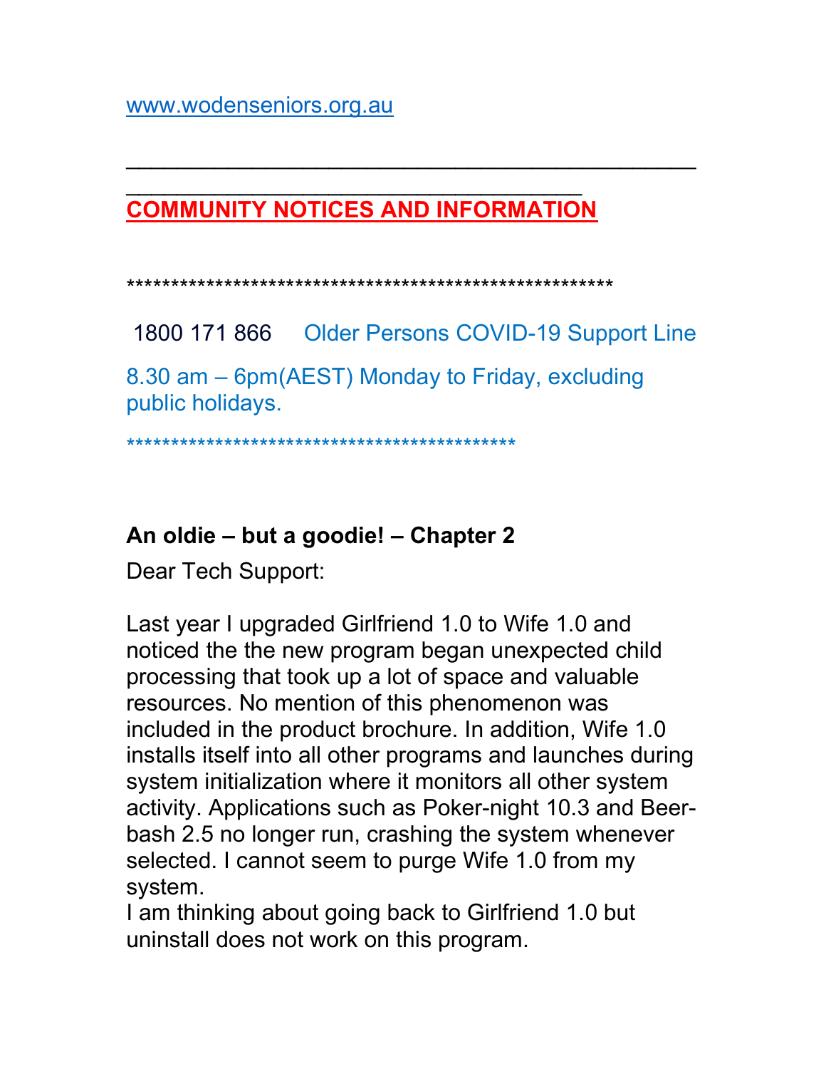www.wodenseniors.org.au

______________________________________________
_____________________________________

## COMMUNITY NOTICES AND INFORMATION

*****************************************************

1800 171 866 Older Persons COVID-19 Support Line

8.30 am – 6pm(AEST) Monday to Friday, excluding public holidays.

*******************************************

**An oldie – but a goodie! – Chapter 2**

Dear Tech Support:

Last year I upgraded Girlfriend 1.0 to Wife 1.0 and noticed the the new program began unexpected child processing that took up a lot of space and valuable resources. No mention of this phenomenon was included in the product brochure. In addition, Wife 1.0 installs itself into all other programs and launches during system initialization where it monitors all other system activity. Applications such as Poker-night 10.3 and Beer-bash 2.5 no longer run, crashing the system whenever selected. I cannot seem to purge Wife 1.0 from my system.
I am thinking about going back to Girlfriend 1.0 but uninstall does not work on this program.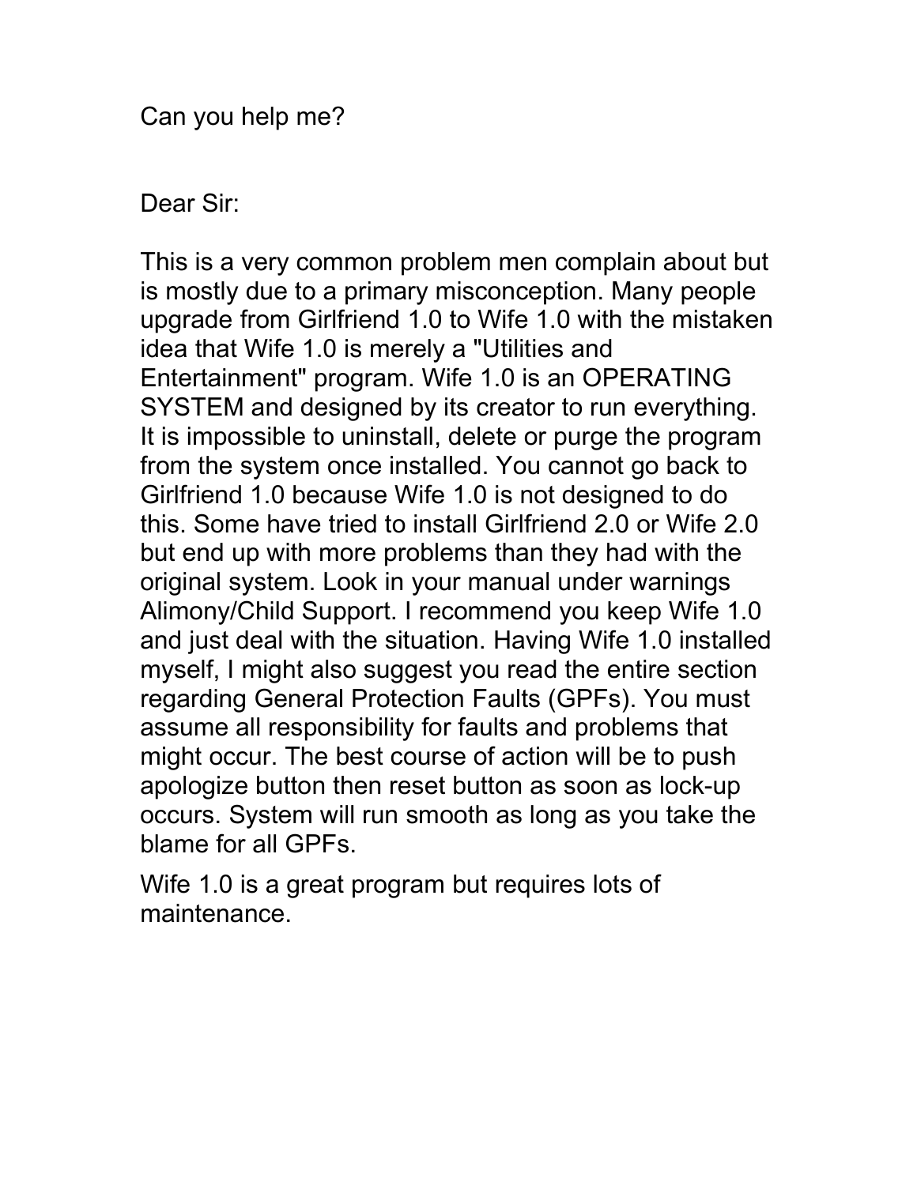Can you help me?

Dear Sir:

This is a very common problem men complain about but is mostly due to a primary misconception. Many people upgrade from Girlfriend 1.0 to Wife 1.0 with the mistaken idea that Wife 1.0 is merely a "Utilities and Entertainment" program. Wife 1.0 is an OPERATING SYSTEM and designed by its creator to run everything. It is impossible to uninstall, delete or purge the program from the system once installed. You cannot go back to Girlfriend 1.0 because Wife 1.0 is not designed to do this. Some have tried to install Girlfriend 2.0 or Wife 2.0 but end up with more problems than they had with the original system. Look in your manual under warnings Alimony/Child Support. I recommend you keep Wife 1.0 and just deal with the situation. Having Wife 1.0 installed myself, I might also suggest you read the entire section regarding General Protection Faults (GPFs). You must assume all responsibility for faults and problems that might occur. The best course of action will be to push apologize button then reset button as soon as lock-up occurs. System will run smooth as long as you take the blame for all GPFs.

Wife 1.0 is a great program but requires lots of maintenance.